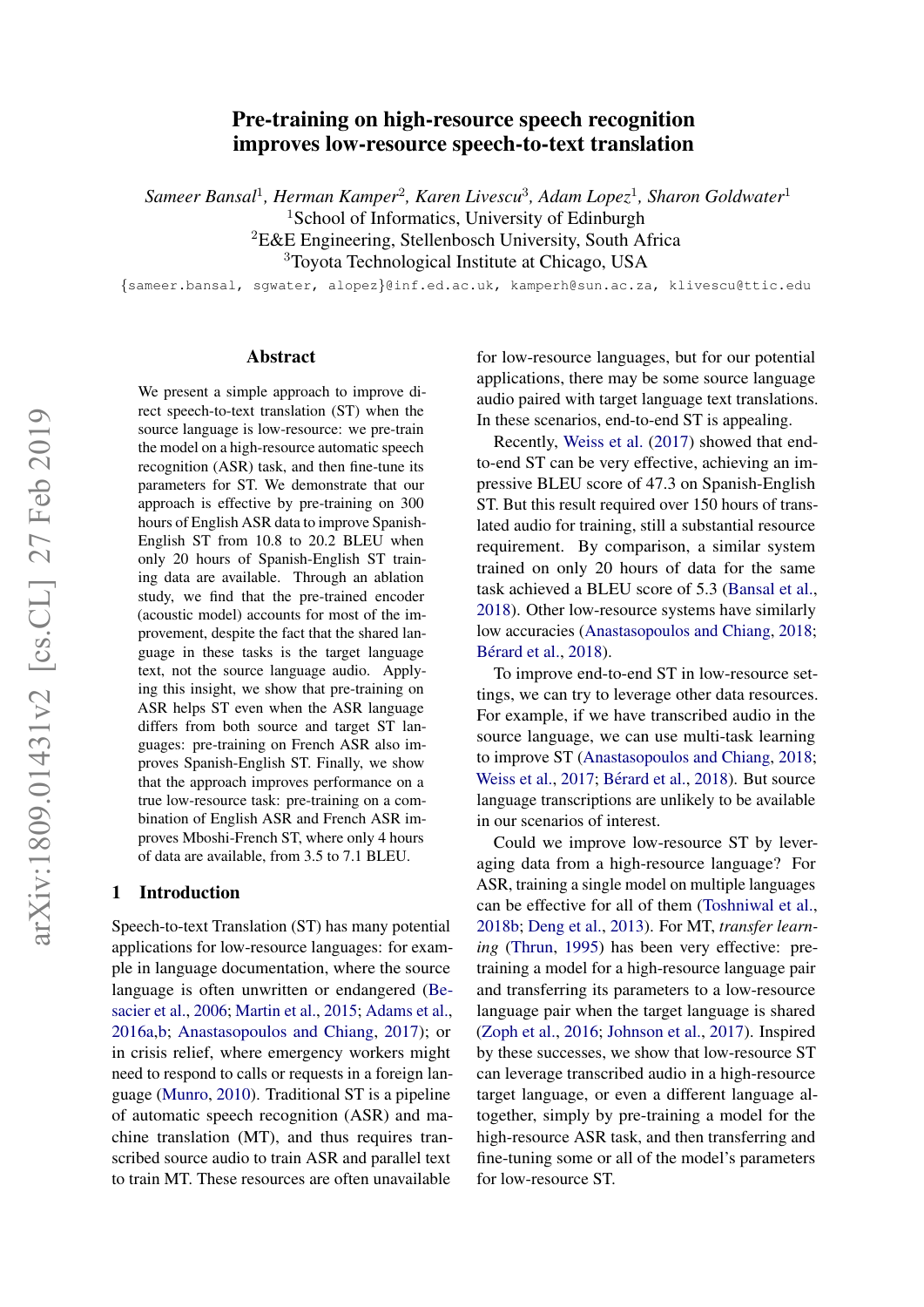# Pre-training on high-resource speech recognition improves low-resource speech-to-text translation

*Sameer Bansal*[1], *Herman Kamper*[2], *Karen Livescu*[3], *Adam Lopez*[1], *Sharon Goldwater*[1]

[1]School of Informatics, University of Edinburgh

[2]E&E Engineering, Stellenbosch University, South Africa

[3]Toyota Technological Institute at Chicago, USA

{sameer.bansal, sgwater, alopez}@inf.ed.ac.uk, kamperh@sun.ac.za, klivescu@ttic.edu

## Abstract

We present a simple approach to improve direct speech-to-text translation (ST) when the source language is low-resource: we pre-train the model on a high-resource automatic speech recognition (ASR) task, and then fine-tune its parameters for ST. We demonstrate that our approach is effective by pre-training on 300 hours of English ASR data to improve Spanish-English ST from 10.8 to 20.2 BLEU when only 20 hours of Spanish-English ST training data are available. Through an ablation study, we find that the pre-trained encoder (acoustic model) accounts for most of the improvement, despite the fact that the shared language in these tasks is the target language text, not the source language audio. Applying this insight, we show that pre-training on ASR helps ST even when the ASR language differs from both source and target ST languages: pre-training on French ASR also improves Spanish-English ST. Finally, we show that the approach improves performance on a true low-resource task: pre-training on a combination of English ASR and French ASR improves Mboshi-French ST, where only 4 hours of data are available, from 3.5 to 7.1 BLEU.

## 1 Introduction

Speech-to-text Translation (ST) has many potential applications for low-resource languages: for example in language documentation, where the source language is often unwritten or endangered (Besacier et al., 2006; Martin et al., 2015; Adams et al., 2016a,b; Anastasopoulos and Chiang, 2017); or in crisis relief, where emergency workers might need to respond to calls or requests in a foreign language (Munro, 2010). Traditional ST is a pipeline of automatic speech recognition (ASR) and machine translation (MT), and thus requires transcribed source audio to train ASR and parallel text to train MT. These resources are often unavailable for low-resource languages, but for our potential applications, there may be some source language audio paired with target language text translations. In these scenarios, end-to-end ST is appealing.

Recently, Weiss et al. (2017) showed that end-to-end ST can be very effective, achieving an impressive BLEU score of 47.3 on Spanish-English ST. But this result required over 150 hours of translated audio for training, still a substantial resource requirement. By comparison, a similar system trained on only 20 hours of data for the same task achieved a BLEU score of 5.3 (Bansal et al., 2018). Other low-resource systems have similarly low accuracies (Anastasopoulos and Chiang, 2018; Bérard et al., 2018).

To improve end-to-end ST in low-resource settings, we can try to leverage other data resources. For example, if we have transcribed audio in the source language, we can use multi-task learning to improve ST (Anastasopoulos and Chiang, 2018; Weiss et al., 2017; Bérard et al., 2018). But source language transcriptions are unlikely to be available in our scenarios of interest.

Could we improve low-resource ST by leveraging data from a high-resource language? For ASR, training a single model on multiple languages can be effective for all of them (Toshniwal et al., 2018b; Deng et al., 2013). For MT, *transfer learning* (Thrun, 1995) has been very effective: pre-training a model for a high-resource language pair and transferring its parameters to a low-resource language pair when the target language is shared (Zoph et al., 2016; Johnson et al., 2017). Inspired by these successes, we show that low-resource ST can leverage transcribed audio in a high-resource target language, or even a different language altogether, simply by pre-training a model for the high-resource ASR task, and then transferring and fine-tuning some or all of the model's parameters for low-resource ST.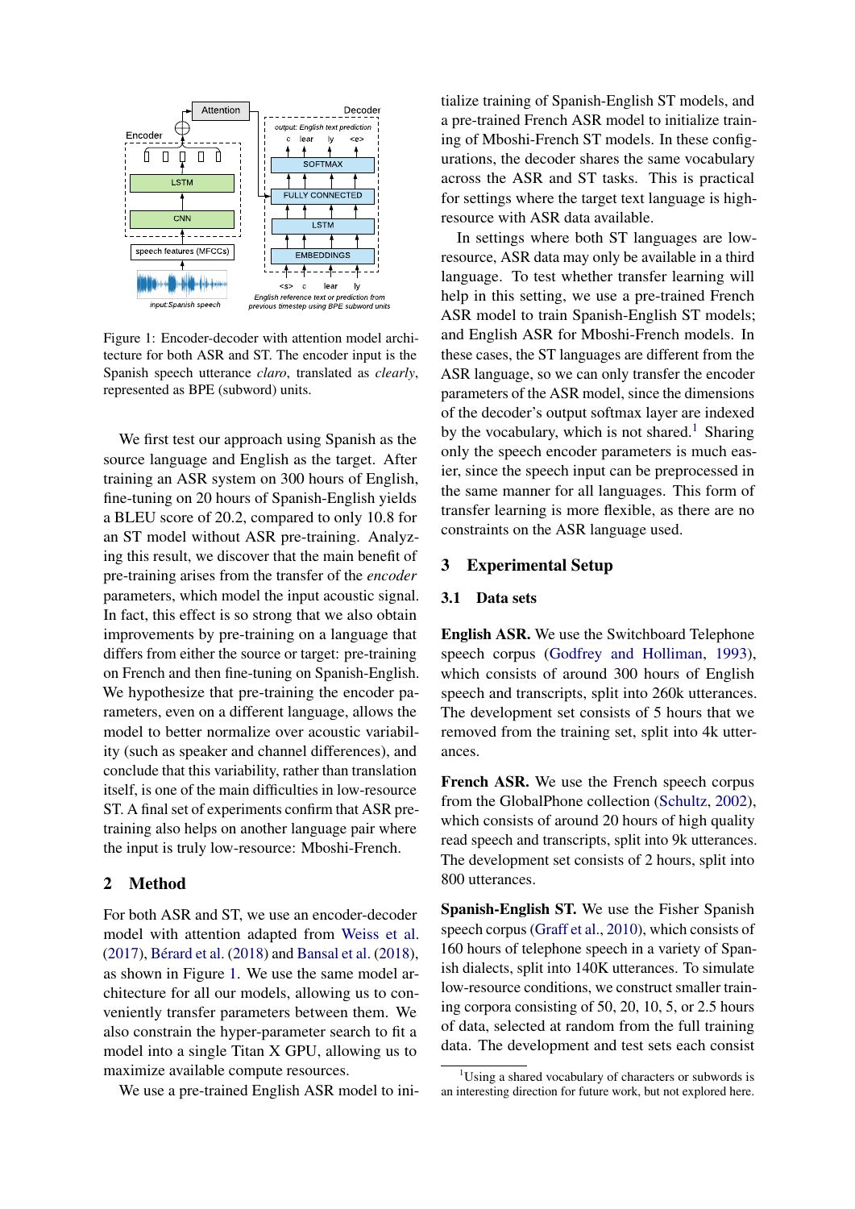Figure 1: Encoder-decoder with attention model architecture for both ASR and ST. The encoder input is the Spanish speech utterance *claro*, translated as *clearly*, represented as BPE (subword) units.

We first test our approach using Spanish as the source language and English as the target. After training an ASR system on 300 hours of English, fine-tuning on 20 hours of Spanish-English yields a BLEU score of 20.2, compared to only 10.8 for an ST model without ASR pre-training. Analyzing this result, we discover that the main benefit of pre-training arises from the transfer of the *encoder* parameters, which model the input acoustic signal. In fact, this effect is so strong that we also obtain improvements by pre-training on a language that differs from either the source or target: pre-training on French and then fine-tuning on Spanish-English. We hypothesize that pre-training the encoder parameters, even on a different language, allows the model to better normalize over acoustic variability (such as speaker and channel differences), and conclude that this variability, rather than translation itself, is one of the main difficulties in low-resource ST. A final set of experiments confirm that ASR pre-training also helps on another language pair where the input is truly low-resource: Mboshi-French.

## 2 Method

For both ASR and ST, we use an encoder-decoder model with attention adapted from Weiss et al. (2017), Bérard et al. (2018) and Bansal et al. (2018), as shown in Figure 1. We use the same model architecture for all our models, allowing us to conveniently transfer parameters between them. We also constrain the hyper-parameter search to fit a model into a single Titan X GPU, allowing us to maximize available compute resources.

We use a pre-trained English ASR model to initialize training of Spanish-English ST models, and a pre-trained French ASR model to initialize training of Mboshi-French ST models. In these configurations, the decoder shares the same vocabulary across the ASR and ST tasks. This is practical for settings where the target text language is high-resource with ASR data available.

In settings where both ST languages are low-resource, ASR data may only be available in a third language. To test whether transfer learning will help in this setting, we use a pre-trained French ASR model to train Spanish-English ST models; and English ASR for Mboshi-French models. In these cases, the ST languages are different from the ASR language, so we can only transfer the encoder parameters of the ASR model, since the dimensions of the decoder's output softmax layer are indexed by the vocabulary, which is not shared.[1] Sharing only the speech encoder parameters is much easier, since the speech input can be preprocessed in the same manner for all languages. This form of transfer learning is more flexible, as there are no constraints on the ASR language used.

## 3 Experimental Setup

### 3.1 Data sets

**English ASR.** We use the Switchboard Telephone speech corpus (Godfrey and Holliman, 1993), which consists of around 300 hours of English speech and transcripts, split into 260k utterances. The development set consists of 5 hours that we removed from the training set, split into 4k utterances.

**French ASR.** We use the French speech corpus from the GlobalPhone collection (Schultz, 2002), which consists of around 20 hours of high quality read speech and transcripts, split into 9k utterances. The development set consists of 2 hours, split into 800 utterances.

**Spanish-English ST.** We use the Fisher Spanish speech corpus (Graff et al., 2010), which consists of 160 hours of telephone speech in a variety of Spanish dialects, split into 140K utterances. To simulate low-resource conditions, we construct smaller training corpora consisting of 50, 20, 10, 5, or 2.5 hours of data, selected at random from the full training data. The development and test sets each consist

[1] Using a shared vocabulary of characters or subwords is an interesting direction for future work, but not explored here.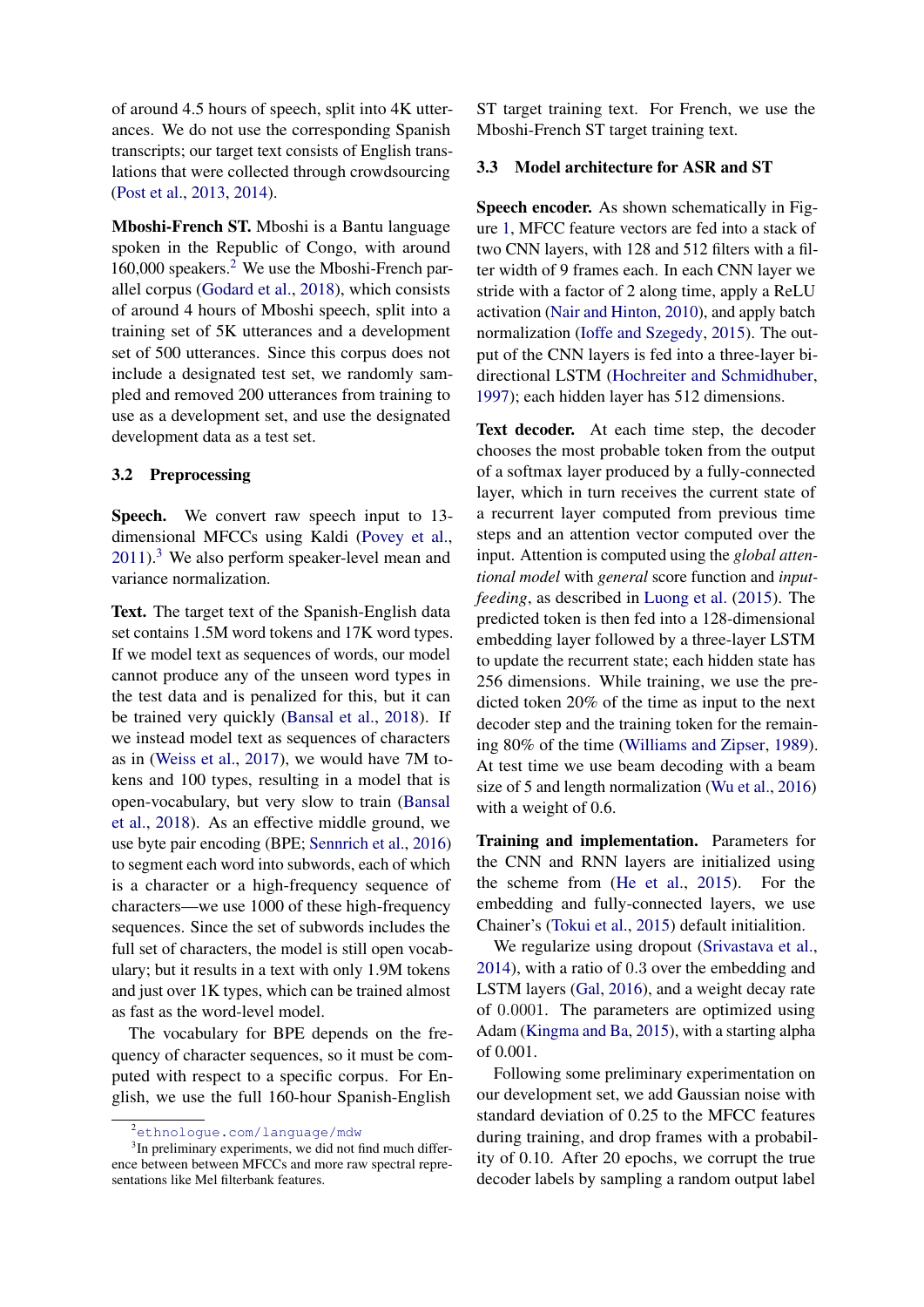of around 4.5 hours of speech, split into 4K utterances. We do not use the corresponding Spanish transcripts; our target text consists of English translations that were collected through crowdsourcing (Post et al., 2013, 2014).

**Mboshi-French ST.** Mboshi is a Bantu language spoken in the Republic of Congo, with around 160,000 speakers.[2] We use the Mboshi-French parallel corpus (Godard et al., 2018), which consists of around 4 hours of Mboshi speech, split into a training set of 5K utterances and a development set of 500 utterances. Since this corpus does not include a designated test set, we randomly sampled and removed 200 utterances from training to use as a development set, and use the designated development data as a test set.

### 3.2 Preprocessing

**Speech.** We convert raw speech input to 13-dimensional MFCCs using Kaldi (Povey et al., 2011).[3] We also perform speaker-level mean and variance normalization.

**Text.** The target text of the Spanish-English data set contains 1.5M word tokens and 17K word types. If we model text as sequences of words, our model cannot produce any of the unseen word types in the test data and is penalized for this, but it can be trained very quickly (Bansal et al., 2018). If we instead model text as sequences of characters as in (Weiss et al., 2017), we would have 7M tokens and 100 types, resulting in a model that is open-vocabulary, but very slow to train (Bansal et al., 2018). As an effective middle ground, we use byte pair encoding (BPE; Sennrich et al., 2016) to segment each word into subwords, each of which is a character or a high-frequency sequence of characters—we use 1000 of these high-frequency sequences. Since the set of subwords includes the full set of characters, the model is still open vocabulary; but it results in a text with only 1.9M tokens and just over 1K types, which can be trained almost as fast as the word-level model.

The vocabulary for BPE depends on the frequency of character sequences, so it must be computed with respect to a specific corpus. For English, we use the full 160-hour Spanish-English ST target training text. For French, we use the Mboshi-French ST target training text.

### 3.3 Model architecture for ASR and ST

**Speech encoder.** As shown schematically in Figure 1, MFCC feature vectors are fed into a stack of two CNN layers, with 128 and 512 filters with a filter width of 9 frames each. In each CNN layer we stride with a factor of 2 along time, apply a ReLU activation (Nair and Hinton, 2010), and apply batch normalization (Ioffe and Szegedy, 2015). The output of the CNN layers is fed into a three-layer bi-directional LSTM (Hochreiter and Schmidhuber, 1997); each hidden layer has 512 dimensions.

**Text decoder.** At each time step, the decoder chooses the most probable token from the output of a softmax layer produced by a fully-connected layer, which in turn receives the current state of a recurrent layer computed from previous time steps and an attention vector computed over the input. Attention is computed using the *global attentional model* with *general* score function and *input-feeding*, as described in Luong et al. (2015). The predicted token is then fed into a 128-dimensional embedding layer followed by a three-layer LSTM to update the recurrent state; each hidden state has 256 dimensions. While training, we use the predicted token 20% of the time as input to the next decoder step and the training token for the remaining 80% of the time (Williams and Zipser, 1989). At test time we use beam decoding with a beam size of 5 and length normalization (Wu et al., 2016) with a weight of 0.6.

**Training and implementation.** Parameters for the CNN and RNN layers are initialized using the scheme from (He et al., 2015). For the embedding and fully-connected layers, we use Chainer's (Tokui et al., 2015) default initialition.

We regularize using dropout (Srivastava et al., 2014), with a ratio of 0.3 over the embedding and LSTM layers (Gal, 2016), and a weight decay rate of 0.0001. The parameters are optimized using Adam (Kingma and Ba, 2015), with a starting alpha of 0.001.

Following some preliminary experimentation on our development set, we add Gaussian noise with standard deviation of 0.25 to the MFCC features during training, and drop frames with a probability of 0.10. After 20 epochs, we corrupt the true decoder labels by sampling a random output label

[2] ethnologue.com/language/mdw

[3] In preliminary experiments, we did not find much difference between between MFCCs and more raw spectral representations like Mel filterbank features.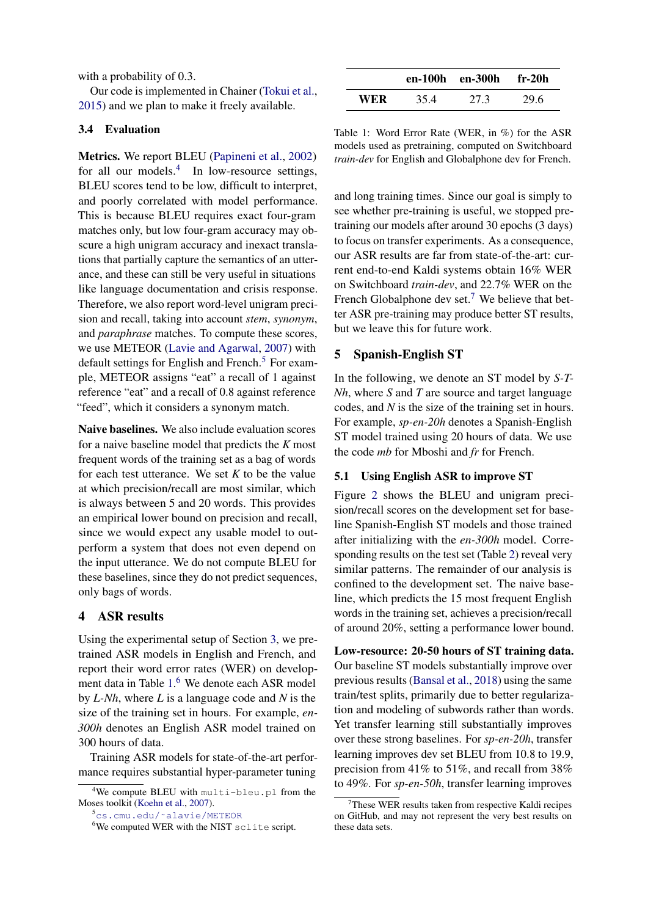with a probability of 0.3.

Our code is implemented in Chainer (Tokui et al., 2015) and we plan to make it freely available.

### 3.4 Evaluation

**Metrics.** We report BLEU (Papineni et al., 2002) for all our models.[4] In low-resource settings, BLEU scores tend to be low, difficult to interpret, and poorly correlated with model performance. This is because BLEU requires exact four-gram matches only, but low four-gram accuracy may obscure a high unigram accuracy and inexact translations that partially capture the semantics of an utterance, and these can still be very useful in situations like language documentation and crisis response. Therefore, we also report word-level unigram precision and recall, taking into account *stem*, *synonym*, and *paraphrase* matches. To compute these scores, we use METEOR (Lavie and Agarwal, 2007) with default settings for English and French.[5] For example, METEOR assigns "eat" a recall of 1 against reference "eat" and a recall of 0.8 against reference "feed", which it considers a synonym match.

**Naive baselines.** We also include evaluation scores for a naive baseline model that predicts the *K* most frequent words of the training set as a bag of words for each test utterance. We set *K* to be the value at which precision/recall are most similar, which is always between 5 and 20 words. This provides an empirical lower bound on precision and recall, since we would expect any usable model to outperform a system that does not even depend on the input utterance. We do not compute BLEU for these baselines, since they do not predict sequences, only bags of words.

## 4 ASR results

Using the experimental setup of Section 3, we pretrained ASR models in English and French, and report their word error rates (WER) on development data in Table 1.[6] We denote each ASR model by *L-Nh*, where *L* is a language code and *N* is the size of the training set in hours. For example, *en-300h* denotes an English ASR model trained on 300 hours of data.

Training ASR models for state-of-the-art performance requires substantial hyper-parameter tuning and long training times. Since our goal is simply to see whether pre-training is useful, we stopped pre-training our models after around 30 epochs (3 days) to focus on transfer experiments. As a consequence, our ASR results are far from state-of-the-art: current end-to-end Kaldi systems obtain 16% WER on Switchboard *train-dev*, and 22.7% WER on the French Globalphone dev set.[7] We believe that better ASR pre-training may produce better ST results, but we leave this for future work.

| | en-100h | en-300h | fr-20h |
|---|---|---|---|
| **WER** | 35.4 | 27.3 | 29.6 |

Table 1: Word Error Rate (WER, in %) for the ASR models used as pretraining, computed on Switchboard *train-dev* for English and Globalphone dev for French.

## 5 Spanish-English ST

In the following, we denote an ST model by *S-T-Nh*, where *S* and *T* are source and target language codes, and *N* is the size of the training set in hours. For example, *sp-en-20h* denotes a Spanish-English ST model trained using 20 hours of data. We use the code *mb* for Mboshi and *fr* for French.

### 5.1 Using English ASR to improve ST

Figure 2 shows the BLEU and unigram precision/recall scores on the development set for baseline Spanish-English ST models and those trained after initializing with the *en-300h* model. Corresponding results on the test set (Table 2) reveal very similar patterns. The remainder of our analysis is confined to the development set. The naive baseline, which predicts the 15 most frequent English words in the training set, achieves a precision/recall of around 20%, setting a performance lower bound.

**Low-resource: 20-50 hours of ST training data.** Our baseline ST models substantially improve over previous results (Bansal et al., 2018) using the same train/test splits, primarily due to better regularization and modeling of subwords rather than words. Yet transfer learning still substantially improves over these strong baselines. For *sp-en-20h*, transfer learning improves dev set BLEU from 10.8 to 19.9, precision from 41% to 51%, and recall from 38% to 49%. For *sp-en-50h*, transfer learning improves

---

[4] We compute BLEU with `multi-bleu.pl` from the Moses toolkit (Koehn et al., 2007).

[5] cs.cmu.edu/~alavie/METEOR

[6] We computed WER with the NIST `sclite` script.

[7] These WER results taken from respective Kaldi recipes on GitHub, and may not represent the very best results on these data sets.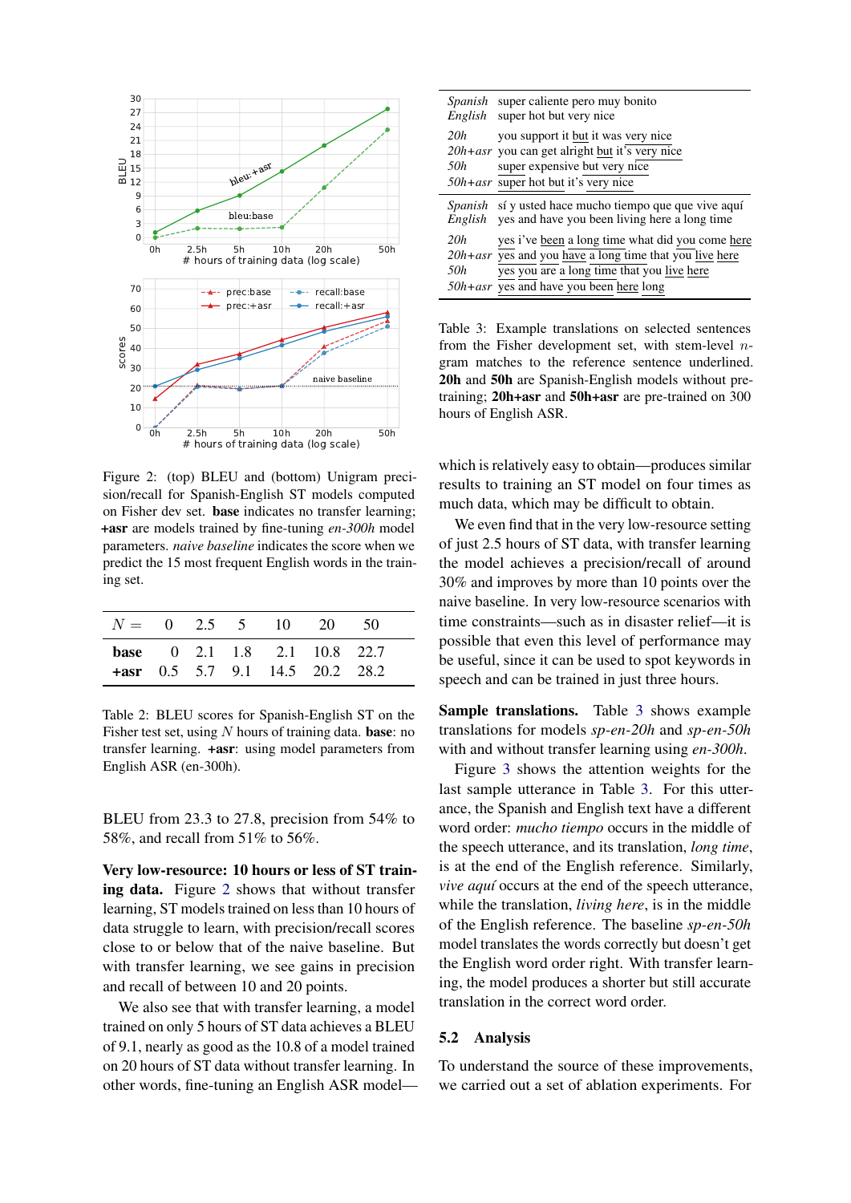Figure 2: (top) BLEU and (bottom) Unigram precision/recall for Spanish-English ST models computed on Fisher dev set. **base** indicates no transfer learning; **+asr** are models trained by fine-tuning *en-300h* model parameters. *naive baseline* indicates the score when we predict the 15 most frequent English words in the training set.

| $N =$ | 0 | 2.5 | 5 | 10 | 20 | 50 |
|---|---|---|---|---|---|---|
| **base** | 0 | 2.1 | 1.8 | 2.1 | 10.8 | 22.7 |
| **+asr** | 0.5 | 5.7 | 9.1 | 14.5 | 20.2 | 28.2 |

Table 2: BLEU scores for Spanish-English ST on the Fisher test set, using $N$ hours of training data. **base**: no transfer learning. **+asr**: using model parameters from English ASR (en-300h).

BLEU from 23.3 to 27.8, precision from 54% to 58%, and recall from 51% to 56%.

**Very low-resource: 10 hours or less of ST training data.** Figure 2 shows that without transfer learning, ST models trained on less than 10 hours of data struggle to learn, with precision/recall scores close to or below that of the naive baseline. But with transfer learning, we see gains in precision and recall of between 10 and 20 points.

We also see that with transfer learning, a model trained on only 5 hours of ST data achieves a BLEU of 9.1, nearly as good as the 10.8 of a model trained on 20 hours of ST data without transfer learning. In other words, fine-tuning an English ASR model—which is relatively easy to obtain—produces similar results to training an ST model on four times as much data, which may be difficult to obtain.

We even find that in the very low-resource setting of just 2.5 hours of ST data, with transfer learning the model achieves a precision/recall of around 30% and improves by more than 10 points over the naive baseline. In very low-resource scenarios with time constraints—such as in disaster relief—it is possible that even this level of performance may be useful, since it can be used to spot keywords in speech and can be trained in just three hours.

| | |
|---|---|
| *Spanish* | super caliente pero muy bonito |
| *English* | super hot but very nice |
| *20h* | you support it but it was very nice |
| *20h+asr* | you can get alright but it's very nice |
| *50h* | super expensive but very nice |
| *50h+asr* | super hot but it's very nice |
| *Spanish* | sí y usted hace mucho tiempo que que vive aquí |
| *English* | yes and have you been living here a long time |
| *20h* | yes i've been a long time what did you come here |
| *20h+asr* | yes and you have a long time that you live here |
| *50h* | yes you are a long time that you live here |
| *50h+asr* | yes and have you been here long |

Table 3: Example translations on selected sentences from the Fisher development set, with stem-level $n$-gram matches to the reference sentence underlined. **20h** and **50h** are Spanish-English models without pretraining; **20h+asr** and **50h+asr** are pre-trained on 300 hours of English ASR.

**Sample translations.** Table 3 shows example translations for models *sp-en-20h* and *sp-en-50h* with and without transfer learning using *en-300h*.

Figure 3 shows the attention weights for the last sample utterance in Table 3. For this utterance, the Spanish and English text have a different word order: *mucho tiempo* occurs in the middle of the speech utterance, and its translation, *long time*, is at the end of the English reference. Similarly, *vive aquí* occurs at the end of the speech utterance, while the translation, *living here*, is in the middle of the English reference. The baseline *sp-en-50h* model translates the words correctly but doesn't get the English word order right. With transfer learning, the model produces a shorter but still accurate translation in the correct word order.

## 5.2 Analysis

To understand the source of these improvements, we carried out a set of ablation experiments. For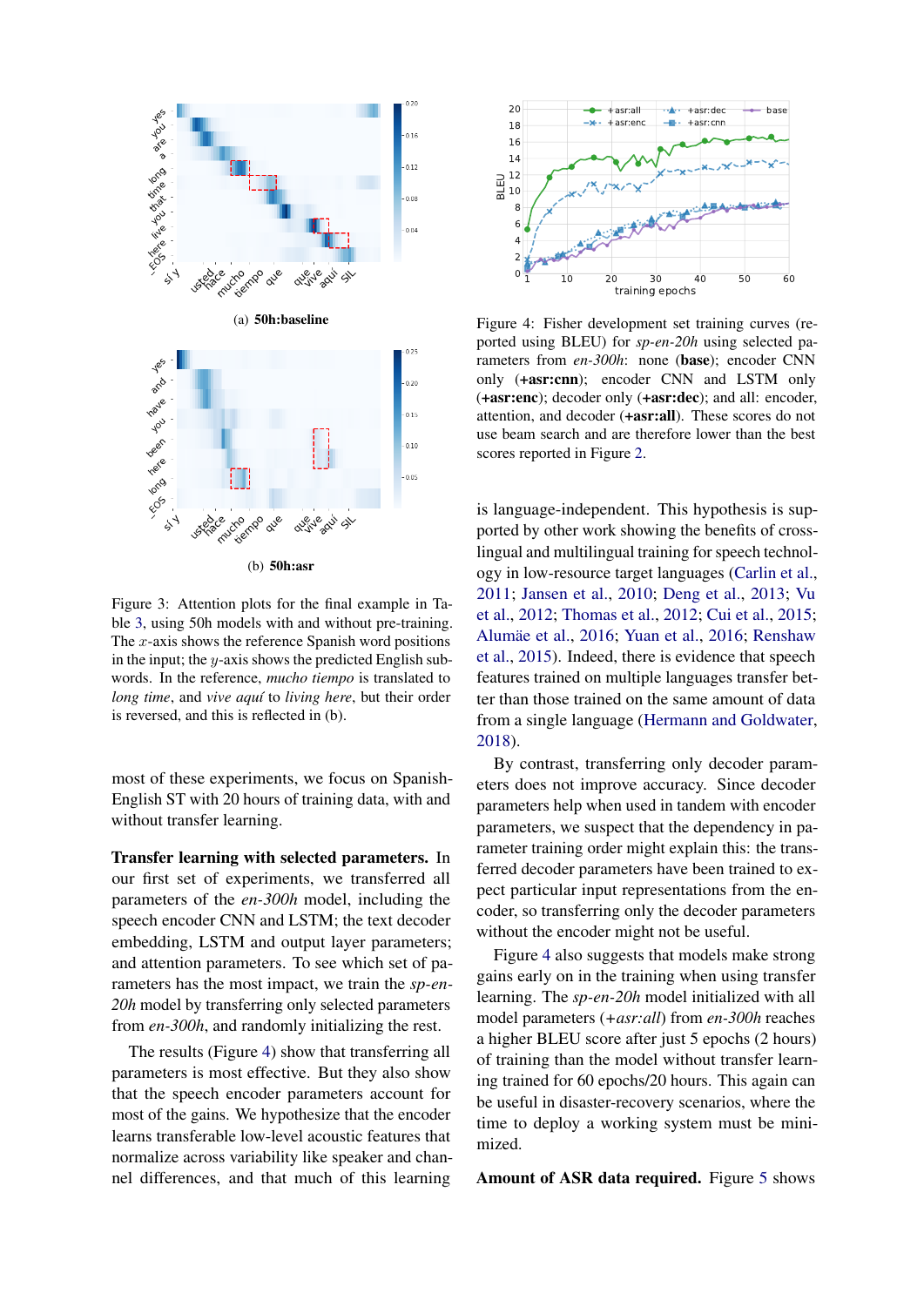(a) **50h:baseline**

(b) **50h:asr**

Figure 3: Attention plots for the final example in Table 3, using 50h models with and without pre-training. The $x$-axis shows the reference Spanish word positions in the input; the $y$-axis shows the predicted English subwords. In the reference, *mucho tiempo* is translated to *long time*, and *vive aquí* to *living here*, but their order is reversed, and this is reflected in (b).

Figure 4: Fisher development set training curves (reported using BLEU) for *sp-en-20h* using selected parameters from *en-300h*: none (**base**); encoder CNN only (**+asr:cnn**); encoder CNN and LSTM only (**+asr:enc**); decoder only (**+asr:dec**); and all: encoder, attention, and decoder (**+asr:all**). These scores do not use beam search and are therefore lower than the best scores reported in Figure 2.

most of these experiments, we focus on Spanish-English ST with 20 hours of training data, with and without transfer learning.

**Transfer learning with selected parameters.** In our first set of experiments, we transferred all parameters of the *en-300h* model, including the speech encoder CNN and LSTM; the text decoder embedding, LSTM and output layer parameters; and attention parameters. To see which set of parameters has the most impact, we train the *sp-en-20h* model by transferring only selected parameters from *en-300h*, and randomly initializing the rest.

The results (Figure 4) show that transferring all parameters is most effective. But they also show that the speech encoder parameters account for most of the gains. We hypothesize that the encoder learns transferable low-level acoustic features that normalize across variability like speaker and channel differences, and that much of this learning is language-independent. This hypothesis is supported by other work showing the benefits of cross-lingual and multilingual training for speech technology in low-resource target languages (Carlin et al., 2011; Jansen et al., 2010; Deng et al., 2013; Vu et al., 2012; Thomas et al., 2012; Cui et al., 2015; Alumäe et al., 2016; Yuan et al., 2016; Renshaw et al., 2015). Indeed, there is evidence that speech features trained on multiple languages transfer better than those trained on the same amount of data from a single language (Hermann and Goldwater, 2018).

By contrast, transferring only decoder parameters does not improve accuracy. Since decoder parameters help when used in tandem with encoder parameters, we suspect that the dependency in parameter training order might explain this: the transferred decoder parameters have been trained to expect particular input representations from the encoder, so transferring only the decoder parameters without the encoder might not be useful.

Figure 4 also suggests that models make strong gains early on in the training when using transfer learning. The *sp-en-20h* model initialized with all model parameters (*+asr:all*) from *en-300h* reaches a higher BLEU score after just 5 epochs (2 hours) of training than the model without transfer learning trained for 60 epochs/20 hours. This again can be useful in disaster-recovery scenarios, where the time to deploy a working system must be minimized.

**Amount of ASR data required.** Figure 5 shows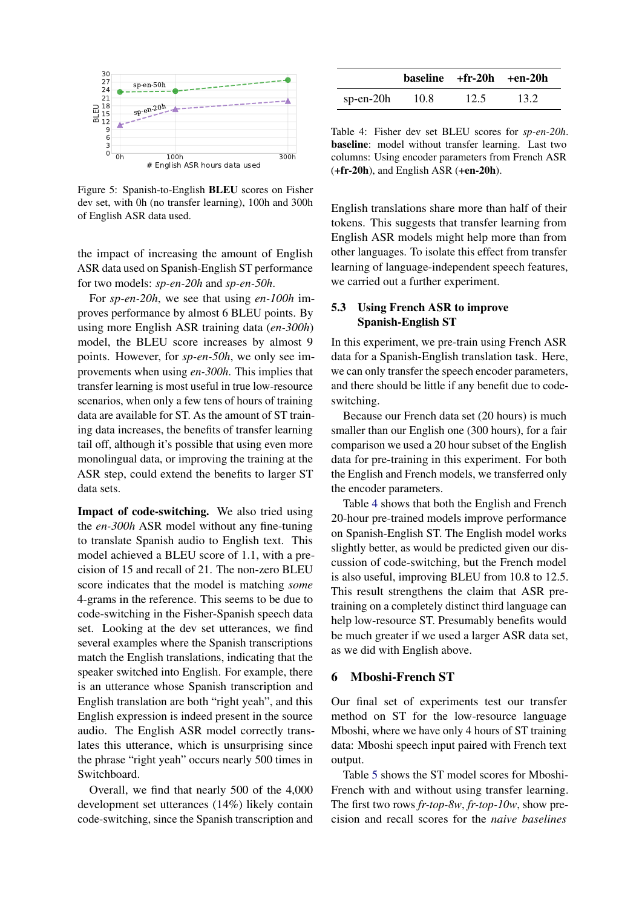Figure 5: Spanish-to-English **BLEU** scores on Fisher dev set, with 0h (no transfer learning), 100h and 300h of English ASR data used.

the impact of increasing the amount of English ASR data used on Spanish-English ST performance for two models: *sp-en-20h* and *sp-en-50h*.

For *sp-en-20h*, we see that using *en-100h* improves performance by almost 6 BLEU points. By using more English ASR training data (*en-300h*) model, the BLEU score increases by almost 9 points. However, for *sp-en-50h*, we only see improvements when using *en-300h*. This implies that transfer learning is most useful in true low-resource scenarios, when only a few tens of hours of training data are available for ST. As the amount of ST training data increases, the benefits of transfer learning tail off, although it's possible that using even more monolingual data, or improving the training at the ASR step, could extend the benefits to larger ST data sets.

**Impact of code-switching.** We also tried using the *en-300h* ASR model without any fine-tuning to translate Spanish audio to English text. This model achieved a BLEU score of 1.1, with a precision of 15 and recall of 21. The non-zero BLEU score indicates that the model is matching *some* 4-grams in the reference. This seems to be due to code-switching in the Fisher-Spanish speech data set. Looking at the dev set utterances, we find several examples where the Spanish transcriptions match the English translations, indicating that the speaker switched into English. For example, there is an utterance whose Spanish transcription and English translation are both "right yeah", and this English expression is indeed present in the source audio. The English ASR model correctly translates this utterance, which is unsurprising since the phrase "right yeah" occurs nearly 500 times in Switchboard.

Overall, we find that nearly 500 of the 4,000 development set utterances (14%) likely contain code-switching, since the Spanish transcription and English translations share more than half of their tokens. This suggests that transfer learning from English ASR models might help more than from other languages. To isolate this effect from transfer learning of language-independent speech features, we carried out a further experiment.

| | **baseline** | **+fr-20h** | **+en-20h** |
|---|---|---|---|
| sp-en-20h | 10.8 | 12.5 | 13.2 |

Table 4: Fisher dev set BLEU scores for *sp-en-20h*. **baseline**: model without transfer learning. Last two columns: Using encoder parameters from French ASR (**+fr-20h**), and English ASR (**+en-20h**).

### 5.3 Using French ASR to improve Spanish-English ST

In this experiment, we pre-train using French ASR data for a Spanish-English translation task. Here, we can only transfer the speech encoder parameters, and there should be little if any benefit due to code-switching.

Because our French data set (20 hours) is much smaller than our English one (300 hours), for a fair comparison we used a 20 hour subset of the English data for pre-training in this experiment. For both the English and French models, we transferred only the encoder parameters.

Table 4 shows that both the English and French 20-hour pre-trained models improve performance on Spanish-English ST. The English model works slightly better, as would be predicted given our discussion of code-switching, but the French model is also useful, improving BLEU from 10.8 to 12.5. This result strengthens the claim that ASR pre-training on a completely distinct third language can help low-resource ST. Presumably benefits would be much greater if we used a larger ASR data set, as we did with English above.

## 6 Mboshi-French ST

Our final set of experiments test our transfer method on ST for the low-resource language Mboshi, where we have only 4 hours of ST training data: Mboshi speech input paired with French text output.

Table 5 shows the ST model scores for Mboshi-French with and without using transfer learning. The first two rows *fr-top-8w*, *fr-top-10w*, show precision and recall scores for the *naive baselines*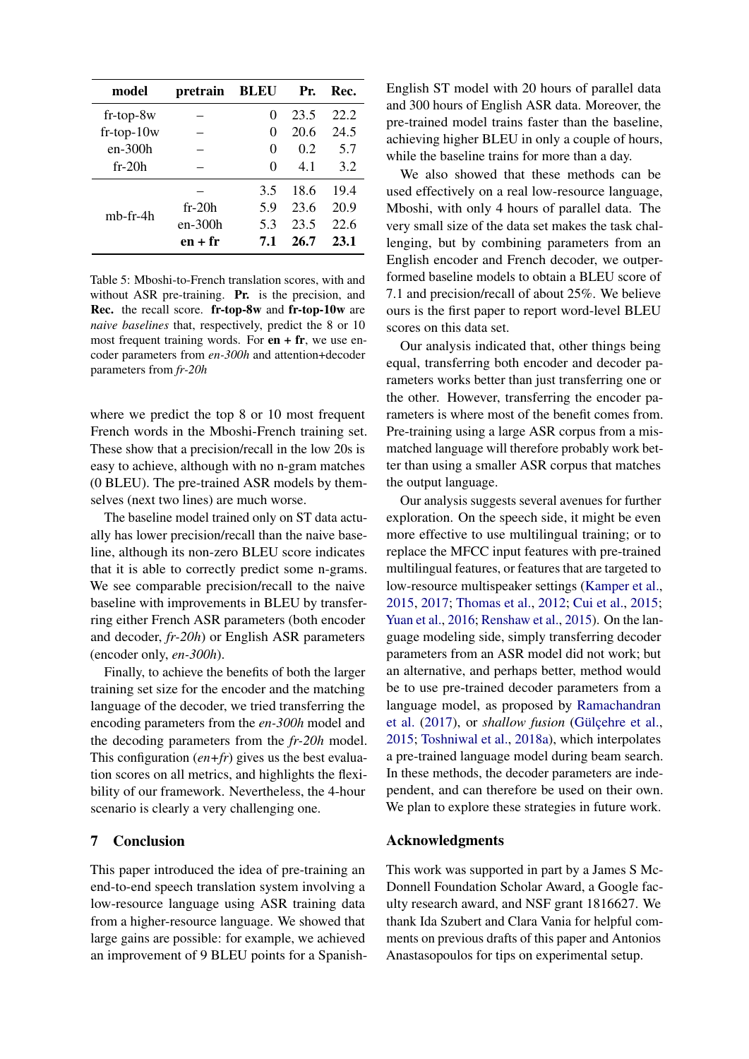| model | pretrain | BLEU | Pr. | Rec. |
|---|---|---|---|---|
| fr-top-8w | – | 0 | 23.5 | 22.2 |
| fr-top-10w | – | 0 | 20.6 | 24.5 |
| en-300h | – | 0 | 0.2 | 5.7 |
| fr-20h | – | 0 | 4.1 | 3.2 |
| mb-fr-4h | – | 3.5 | 18.6 | 19.4 |
| | fr-20h | 5.9 | 23.6 | 20.9 |
| | en-300h | 5.3 | 23.5 | 22.6 |
| | **en + fr** | **7.1** | **26.7** | **23.1** |

Table 5: Mboshi-to-French translation scores, with and without ASR pre-training. **Pr.** is the precision, and **Rec.** the recall score. **fr-top-8w** and **fr-top-10w** are *naive baselines* that, respectively, predict the 8 or 10 most frequent training words. For **en + fr**, we use encoder parameters from *en-300h* and attention+decoder parameters from *fr-20h*

where we predict the top 8 or 10 most frequent French words in the Mboshi-French training set. These show that a precision/recall in the low 20s is easy to achieve, although with no n-gram matches (0 BLEU). The pre-trained ASR models by themselves (next two lines) are much worse.

The baseline model trained only on ST data actually has lower precision/recall than the naive baseline, although its non-zero BLEU score indicates that it is able to correctly predict some n-grams. We see comparable precision/recall to the naive baseline with improvements in BLEU by transferring either French ASR parameters (both encoder and decoder, *fr-20h*) or English ASR parameters (encoder only, *en-300h*).

Finally, to achieve the benefits of both the larger training set size for the encoder and the matching language of the decoder, we tried transferring the encoding parameters from the *en-300h* model and the decoding parameters from the *fr-20h* model. This configuration (*en+fr*) gives us the best evaluation scores on all metrics, and highlights the flexibility of our framework. Nevertheless, the 4-hour scenario is clearly a very challenging one.

## 7 Conclusion

This paper introduced the idea of pre-training an end-to-end speech translation system involving a low-resource language using ASR training data from a higher-resource language. We showed that large gains are possible: for example, we achieved an improvement of 9 BLEU points for a Spanish-English ST model with 20 hours of parallel data and 300 hours of English ASR data. Moreover, the pre-trained model trains faster than the baseline, achieving higher BLEU in only a couple of hours, while the baseline trains for more than a day.

We also showed that these methods can be used effectively on a real low-resource language, Mboshi, with only 4 hours of parallel data. The very small size of the data set makes the task challenging, but by combining parameters from an English encoder and French decoder, we outperformed baseline models to obtain a BLEU score of 7.1 and precision/recall of about 25%. We believe ours is the first paper to report word-level BLEU scores on this data set.

Our analysis indicated that, other things being equal, transferring both encoder and decoder parameters works better than just transferring one or the other. However, transferring the encoder parameters is where most of the benefit comes from. Pre-training using a large ASR corpus from a mismatched language will therefore probably work better than using a smaller ASR corpus that matches the output language.

Our analysis suggests several avenues for further exploration. On the speech side, it might be even more effective to use multilingual training; or to replace the MFCC input features with pre-trained multilingual features, or features that are targeted to low-resource multispeaker settings (Kamper et al., 2015, 2017; Thomas et al., 2012; Cui et al., 2015; Yuan et al., 2016; Renshaw et al., 2015). On the language modeling side, simply transferring decoder parameters from an ASR model did not work; but an alternative, and perhaps better, method would be to use pre-trained decoder parameters from a language model, as proposed by Ramachandran et al. (2017), or *shallow fusion* (Gülçehre et al., 2015; Toshniwal et al., 2018a), which interpolates a pre-trained language model during beam search. In these methods, the decoder parameters are independent, and can therefore be used on their own. We plan to explore these strategies in future work.

## Acknowledgments

This work was supported in part by a James S McDonnell Foundation Scholar Award, a Google faculty research award, and NSF grant 1816627. We thank Ida Szubert and Clara Vania for helpful comments on previous drafts of this paper and Antonios Anastasopoulos for tips on experimental setup.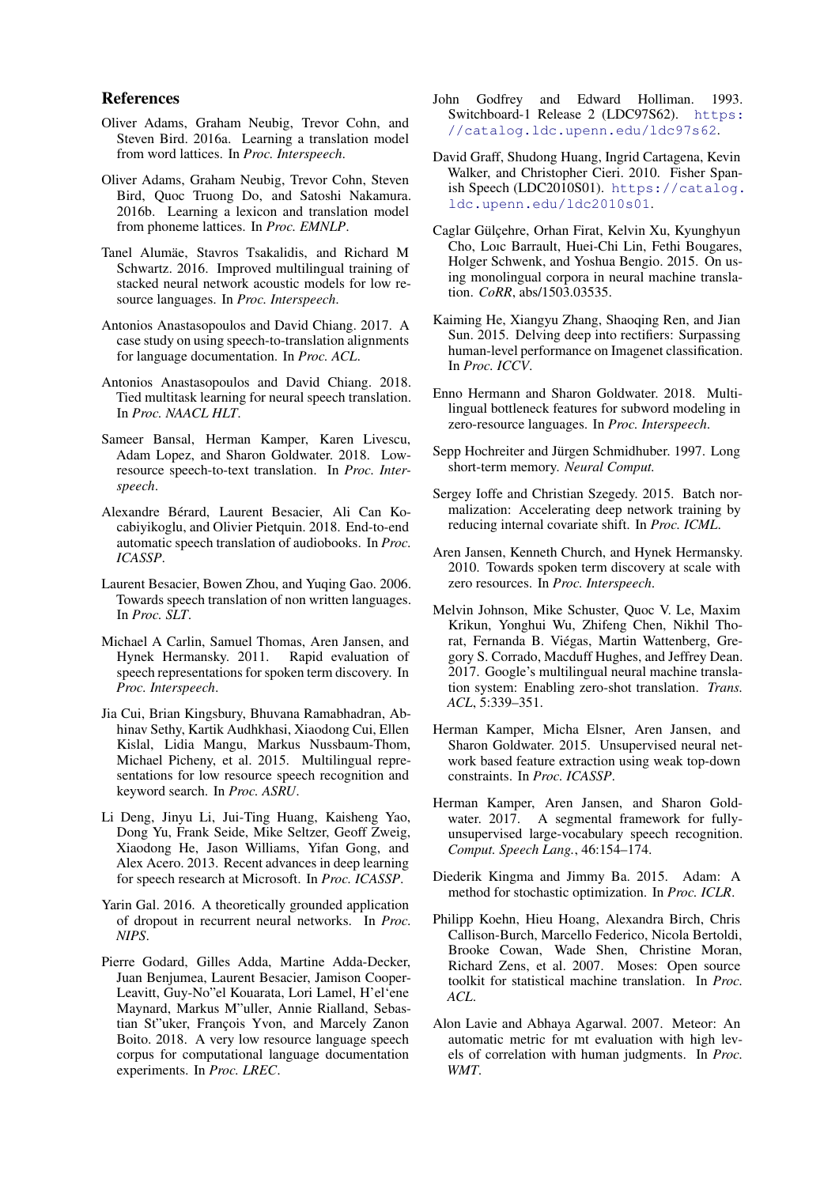## References

Oliver Adams, Graham Neubig, Trevor Cohn, and Steven Bird. 2016a. Learning a translation model from word lattices. In *Proc. Interspeech*.

Oliver Adams, Graham Neubig, Trevor Cohn, Steven Bird, Quoc Truong Do, and Satoshi Nakamura. 2016b. Learning a lexicon and translation model from phoneme lattices. In *Proc. EMNLP*.

Tanel Alumäe, Stavros Tsakalidis, and Richard M Schwartz. 2016. Improved multilingual training of stacked neural network acoustic models for low resource languages. In *Proc. Interspeech*.

Antonios Anastasopoulos and David Chiang. 2017. A case study on using speech-to-translation alignments for language documentation. In *Proc. ACL*.

Antonios Anastasopoulos and David Chiang. 2018. Tied multitask learning for neural speech translation. In *Proc. NAACL HLT*.

Sameer Bansal, Herman Kamper, Karen Livescu, Adam Lopez, and Sharon Goldwater. 2018. Low-resource speech-to-text translation. In *Proc. Interspeech*.

Alexandre Bérard, Laurent Besacier, Ali Can Kocabiyikoglu, and Olivier Pietquin. 2018. End-to-end automatic speech translation of audiobooks. In *Proc. ICASSP*.

Laurent Besacier, Bowen Zhou, and Yuqing Gao. 2006. Towards speech translation of non written languages. In *Proc. SLT*.

Michael A Carlin, Samuel Thomas, Aren Jansen, and Hynek Hermansky. 2011. Rapid evaluation of speech representations for spoken term discovery. In *Proc. Interspeech*.

Jia Cui, Brian Kingsbury, Bhuvana Ramabhadran, Abhinav Sethy, Kartik Audhkhasi, Xiaodong Cui, Ellen Kislal, Lidia Mangu, Markus Nussbaum-Thom, Michael Picheny, et al. 2015. Multilingual representations for low resource speech recognition and keyword search. In *Proc. ASRU*.

Li Deng, Jinyu Li, Jui-Ting Huang, Kaisheng Yao, Dong Yu, Frank Seide, Mike Seltzer, Geoff Zweig, Xiaodong He, Jason Williams, Yifan Gong, and Alex Acero. 2013. Recent advances in deep learning for speech research at Microsoft. In *Proc. ICASSP*.

Yarin Gal. 2016. A theoretically grounded application of dropout in recurrent neural networks. In *Proc. NIPS*.

Pierre Godard, Gilles Adda, Martine Adda-Decker, Juan Benjumea, Laurent Besacier, Jamison Cooper-Leavitt, Guy-No"el Kouarata, Lori Lamel, H'el'ene Maynard, Markus M"uller, Annie Rialland, Sebastian St"uker, François Yvon, and Marcely Zanon Boito. 2018. A very low resource language speech corpus for computational language documentation experiments. In *Proc. LREC*.

John Godfrey and Edward Holliman. 1993. Switchboard-1 Release 2 (LDC97S62). https://catalog.ldc.upenn.edu/ldc97s62.

David Graff, Shudong Huang, Ingrid Cartagena, Kevin Walker, and Christopher Cieri. 2010. Fisher Spanish Speech (LDC2010S01). https://catalog.ldc.upenn.edu/ldc2010s01.

Caglar Gülçehre, Orhan Firat, Kelvin Xu, Kyunghyun Cho, Loıc Barrault, Huei-Chi Lin, Fethi Bougares, Holger Schwenk, and Yoshua Bengio. 2015. On using monolingual corpora in neural machine translation. *CoRR*, abs/1503.03535.

Kaiming He, Xiangyu Zhang, Shaoqing Ren, and Jian Sun. 2015. Delving deep into rectifiers: Surpassing human-level performance on Imagenet classification. In *Proc. ICCV*.

Enno Hermann and Sharon Goldwater. 2018. Multilingual bottleneck features for subword modeling in zero-resource languages. In *Proc. Interspeech*.

Sepp Hochreiter and Jürgen Schmidhuber. 1997. Long short-term memory. *Neural Comput.*

Sergey Ioffe and Christian Szegedy. 2015. Batch normalization: Accelerating deep network training by reducing internal covariate shift. In *Proc. ICML*.

Aren Jansen, Kenneth Church, and Hynek Hermansky. 2010. Towards spoken term discovery at scale with zero resources. In *Proc. Interspeech*.

Melvin Johnson, Mike Schuster, Quoc V. Le, Maxim Krikun, Yonghui Wu, Zhifeng Chen, Nikhil Thorat, Fernanda B. Viégas, Martin Wattenberg, Gregory S. Corrado, Macduff Hughes, and Jeffrey Dean. 2017. Google's multilingual neural machine translation system: Enabling zero-shot translation. *Trans. ACL*, 5:339–351.

Herman Kamper, Micha Elsner, Aren Jansen, and Sharon Goldwater. 2015. Unsupervised neural network based feature extraction using weak top-down constraints. In *Proc. ICASSP*.

Herman Kamper, Aren Jansen, and Sharon Goldwater. 2017. A segmental framework for fully-unsupervised large-vocabulary speech recognition. *Comput. Speech Lang.*, 46:154–174.

Diederik Kingma and Jimmy Ba. 2015. Adam: A method for stochastic optimization. In *Proc. ICLR*.

Philipp Koehn, Hieu Hoang, Alexandra Birch, Chris Callison-Burch, Marcello Federico, Nicola Bertoldi, Brooke Cowan, Wade Shen, Christine Moran, Richard Zens, et al. 2007. Moses: Open source toolkit for statistical machine translation. In *Proc. ACL*.

Alon Lavie and Abhaya Agarwal. 2007. Meteor: An automatic metric for mt evaluation with high levels of correlation with human judgments. In *Proc. WMT*.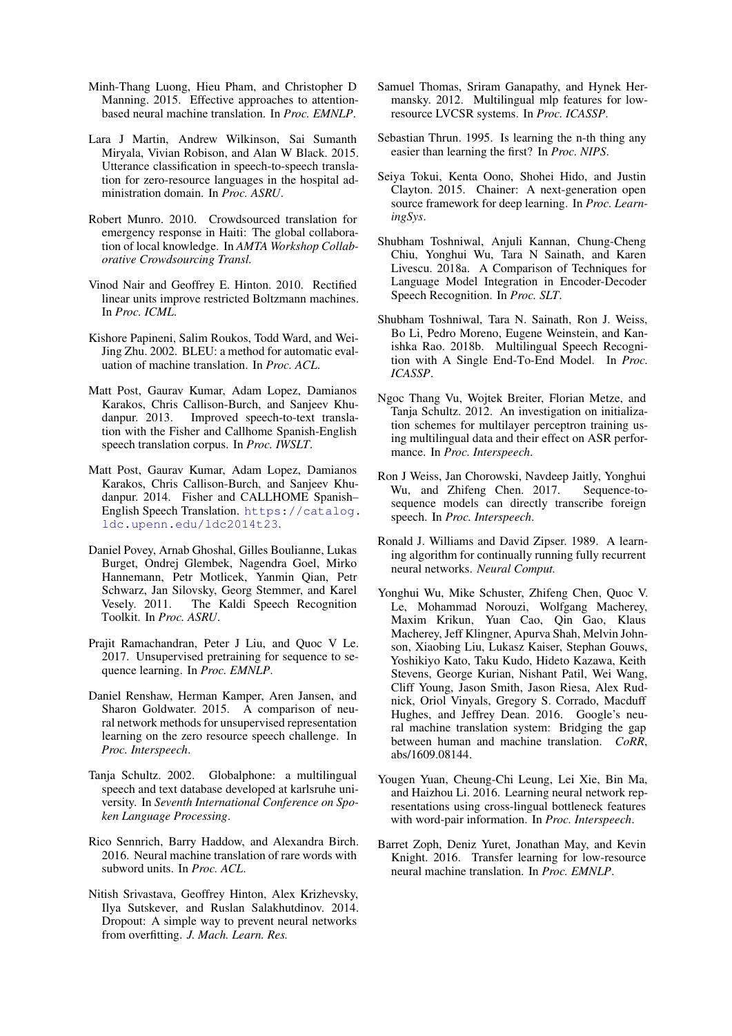Minh-Thang Luong, Hieu Pham, and Christopher D Manning. 2015. Effective approaches to attention-based neural machine translation. In *Proc. EMNLP*.

Lara J Martin, Andrew Wilkinson, Sai Sumanth Miryala, Vivian Robison, and Alan W Black. 2015. Utterance classification in speech-to-speech translation for zero-resource languages in the hospital administration domain. In *Proc. ASRU*.

Robert Munro. 2010. Crowdsourced translation for emergency response in Haiti: The global collaboration of local knowledge. In *AMTA Workshop Collaborative Crowdsourcing Transl.*

Vinod Nair and Geoffrey E. Hinton. 2010. Rectified linear units improve restricted Boltzmann machines. In *Proc. ICML*.

Kishore Papineni, Salim Roukos, Todd Ward, and Wei-Jing Zhu. 2002. BLEU: a method for automatic evaluation of machine translation. In *Proc. ACL*.

Matt Post, Gaurav Kumar, Adam Lopez, Damianos Karakos, Chris Callison-Burch, and Sanjeev Khudanpur. 2013. Improved speech-to-text translation with the Fisher and Callhome Spanish-English speech translation corpus. In *Proc. IWSLT*.

Matt Post, Gaurav Kumar, Adam Lopez, Damianos Karakos, Chris Callison-Burch, and Sanjeev Khudanpur. 2014. Fisher and CALLHOME Spanish–English Speech Translation. https://catalog.ldc.upenn.edu/ldc2014t23.

Daniel Povey, Arnab Ghoshal, Gilles Boulianne, Lukas Burget, Ondrej Glembek, Nagendra Goel, Mirko Hannemann, Petr Motlicek, Yanmin Qian, Petr Schwarz, Jan Silovsky, Georg Stemmer, and Karel Vesely. 2011. The Kaldi Speech Recognition Toolkit. In *Proc. ASRU*.

Prajit Ramachandran, Peter J Liu, and Quoc V Le. 2017. Unsupervised pretraining for sequence to sequence learning. In *Proc. EMNLP*.

Daniel Renshaw, Herman Kamper, Aren Jansen, and Sharon Goldwater. 2015. A comparison of neural network methods for unsupervised representation learning on the zero resource speech challenge. In *Proc. Interspeech*.

Tanja Schultz. 2002. Globalphone: a multilingual speech and text database developed at karlsruhe university. In *Seventh International Conference on Spoken Language Processing*.

Rico Sennrich, Barry Haddow, and Alexandra Birch. 2016. Neural machine translation of rare words with subword units. In *Proc. ACL*.

Nitish Srivastava, Geoffrey Hinton, Alex Krizhevsky, Ilya Sutskever, and Ruslan Salakhutdinov. 2014. Dropout: A simple way to prevent neural networks from overfitting. *J. Mach. Learn. Res.*

Samuel Thomas, Sriram Ganapathy, and Hynek Hermansky. 2012. Multilingual mlp features for low-resource LVCSR systems. In *Proc. ICASSP*.

Sebastian Thrun. 1995. Is learning the n-th thing any easier than learning the first? In *Proc. NIPS*.

Seiya Tokui, Kenta Oono, Shohei Hido, and Justin Clayton. 2015. Chainer: A next-generation open source framework for deep learning. In *Proc. LearningSys*.

Shubham Toshniwal, Anjuli Kannan, Chung-Cheng Chiu, Yonghui Wu, Tara N Sainath, and Karen Livescu. 2018a. A Comparison of Techniques for Language Model Integration in Encoder-Decoder Speech Recognition. In *Proc. SLT*.

Shubham Toshniwal, Tara N. Sainath, Ron J. Weiss, Bo Li, Pedro Moreno, Eugene Weinstein, and Kanishka Rao. 2018b. Multilingual Speech Recognition with A Single End-To-End Model. In *Proc. ICASSP*.

Ngoc Thang Vu, Wojtek Breiter, Florian Metze, and Tanja Schultz. 2012. An investigation on initialization schemes for multilayer perceptron training using multilingual data and their effect on ASR performance. In *Proc. Interspeech*.

Ron J Weiss, Jan Chorowski, Navdeep Jaitly, Yonghui Wu, and Zhifeng Chen. 2017. Sequence-to-sequence models can directly transcribe foreign speech. In *Proc. Interspeech*.

Ronald J. Williams and David Zipser. 1989. A learning algorithm for continually running fully recurrent neural networks. *Neural Comput.*

Yonghui Wu, Mike Schuster, Zhifeng Chen, Quoc V. Le, Mohammad Norouzi, Wolfgang Macherey, Maxim Krikun, Yuan Cao, Qin Gao, Klaus Macherey, Jeff Klingner, Apurva Shah, Melvin Johnson, Xiaobing Liu, Lukasz Kaiser, Stephan Gouws, Yoshikiyo Kato, Taku Kudo, Hideto Kazawa, Keith Stevens, George Kurian, Nishant Patil, Wei Wang, Cliff Young, Jason Smith, Jason Riesa, Alex Rudnick, Oriol Vinyals, Gregory S. Corrado, Macduff Hughes, and Jeffrey Dean. 2016. Google's neural machine translation system: Bridging the gap between human and machine translation. *CoRR*, abs/1609.08144.

Yougen Yuan, Cheung-Chi Leung, Lei Xie, Bin Ma, and Haizhou Li. 2016. Learning neural network representations using cross-lingual bottleneck features with word-pair information. In *Proc. Interspeech*.

Barret Zoph, Deniz Yuret, Jonathan May, and Kevin Knight. 2016. Transfer learning for low-resource neural machine translation. In *Proc. EMNLP*.